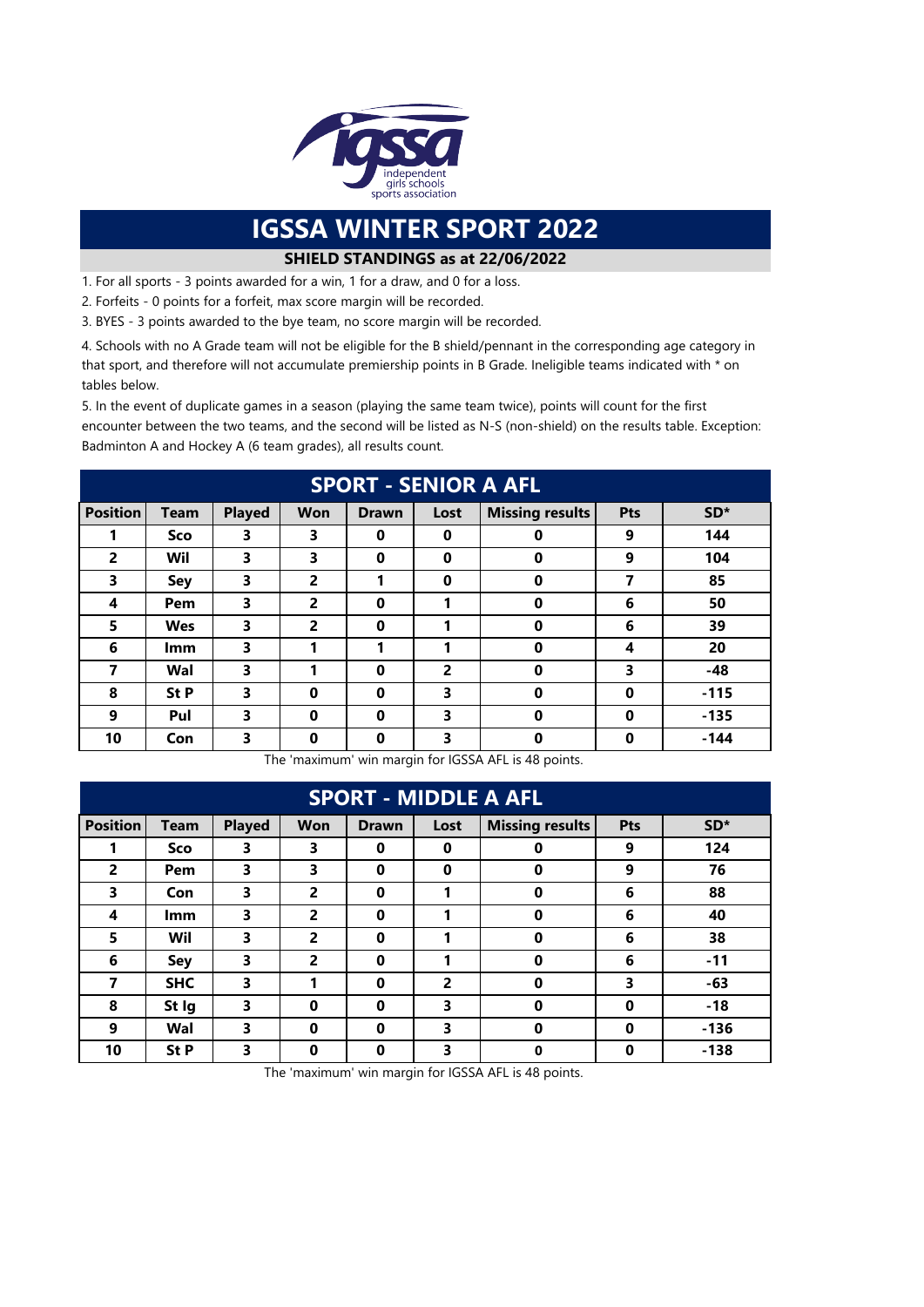# IGSSA WINTER SPORT 2022

**SHIELD STANDINGS as at 22/06/2022**

1. For all sports - 3 points awarded for a win, 1 for a draw, and 0 for a loss.
2. Forfeits - 0 points for a forfeit, max score margin will be recorded.
3. BYES - 3 points awarded to the bye team, no score margin will be recorded.
4. Schools with no A Grade team will not be eligible for the B shield/pennant in the corresponding age category in that sport, and therefore will not accumulate premiership points in B Grade. Ineligible teams indicated with * on tables below.
5. In the event of duplicate games in a season (playing the same team twice), points will count for the first encounter between the two teams, and the second will be listed as N-S (non-shield) on the results table. Exception: Badminton A and Hockey A (6 team grades), all results count.

## SPORT - SENIOR A AFL

| Position | Team | Played | Won | Drawn | Lost | Missing results | Pts | SD* |
|---|---|---|---|---|---|---|---|---|
| 1 | Sco | 3 | 3 | 0 | 0 | 0 | 9 | 144 |
| 2 | Wil | 3 | 3 | 0 | 0 | 0 | 9 | 104 |
| 3 | Sey | 3 | 2 | 1 | 0 | 0 | 7 | 85 |
| 4 | Pem | 3 | 2 | 0 | 1 | 0 | 6 | 50 |
| 5 | Wes | 3 | 2 | 0 | 1 | 0 | 6 | 39 |
| 6 | Imm | 3 | 1 | 1 | 1 | 0 | 4 | 20 |
| 7 | Wal | 3 | 1 | 0 | 2 | 0 | 3 | -48 |
| 8 | St P | 3 | 0 | 0 | 3 | 0 | 0 | -115 |
| 9 | Pul | 3 | 0 | 0 | 3 | 0 | 0 | -135 |
| 10 | Con | 3 | 0 | 0 | 3 | 0 | 0 | -144 |

The 'maximum' win margin for IGSSA AFL is 48 points.

## SPORT - MIDDLE A AFL

| Position | Team | Played | Won | Drawn | Lost | Missing results | Pts | SD* |
|---|---|---|---|---|---|---|---|---|
| 1 | Sco | 3 | 3 | 0 | 0 | 0 | 9 | 124 |
| 2 | Pem | 3 | 3 | 0 | 0 | 0 | 9 | 76 |
| 3 | Con | 3 | 2 | 0 | 1 | 0 | 6 | 88 |
| 4 | Imm | 3 | 2 | 0 | 1 | 0 | 6 | 40 |
| 5 | Wil | 3 | 2 | 0 | 1 | 0 | 6 | 38 |
| 6 | Sey | 3 | 2 | 0 | 1 | 0 | 6 | -11 |
| 7 | SHC | 3 | 1 | 0 | 2 | 0 | 3 | -63 |
| 8 | St Ig | 3 | 0 | 0 | 3 | 0 | 0 | -18 |
| 9 | Wal | 3 | 0 | 0 | 3 | 0 | 0 | -136 |
| 10 | St P | 3 | 0 | 0 | 3 | 0 | 0 | -138 |

The 'maximum' win margin for IGSSA AFL is 48 points.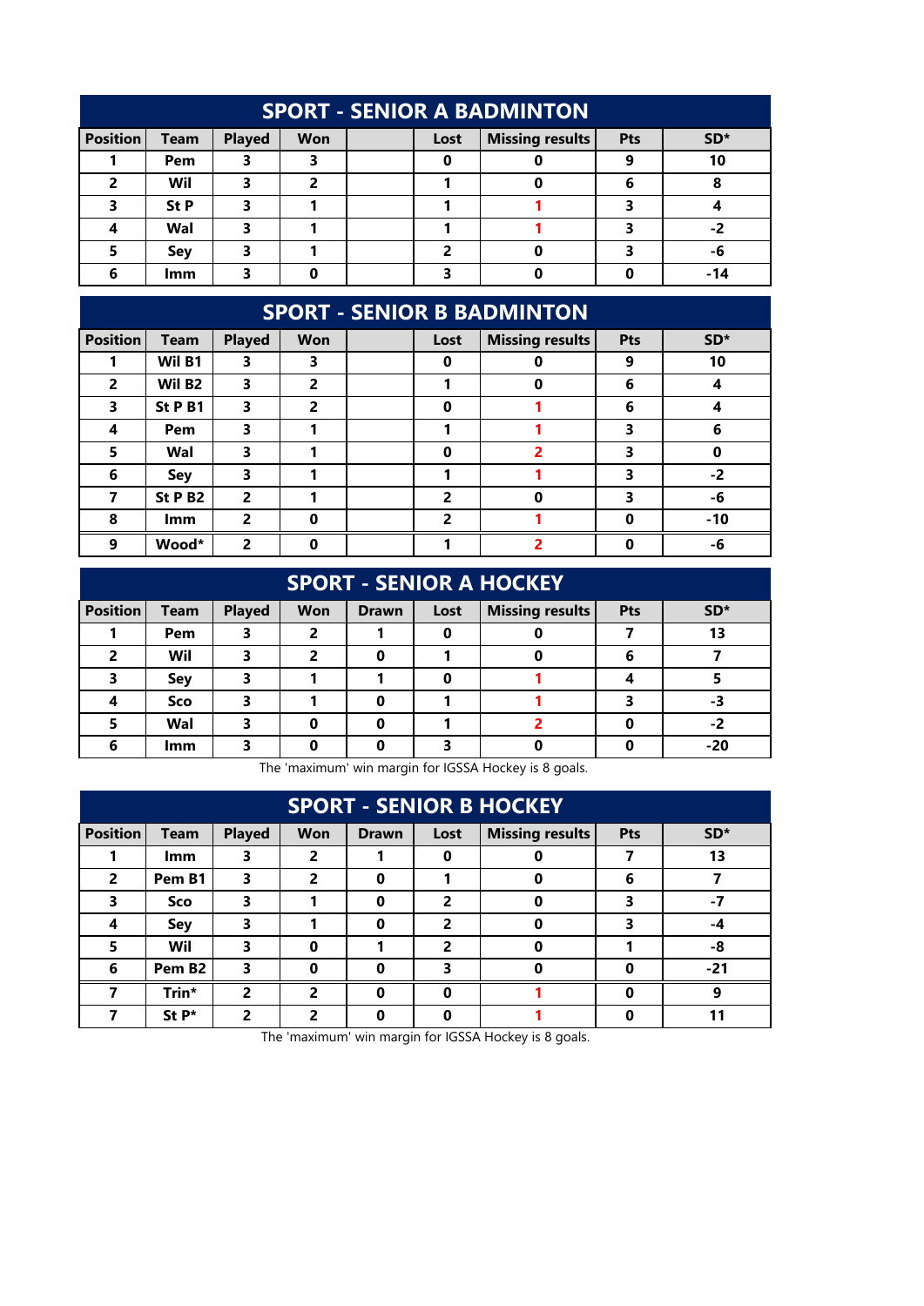## SPORT - SENIOR A BADMINTON

| Position | Team | Played | Won | | Lost | Missing results | Pts | SD* |
|---|---|---|---|---|---|---|---|---|
| 1 | Pem | 3 | 3 | | 0 | 0 | 9 | 10 |
| 2 | Wil | 3 | 2 | | 1 | 0 | 6 | 8 |
| 3 | St P | 3 | 1 | | 1 | 1 | 3 | 4 |
| 4 | Wal | 3 | 1 | | 1 | 1 | 3 | -2 |
| 5 | Sey | 3 | 1 | | 2 | 0 | 3 | -6 |
| 6 | Imm | 3 | 0 | | 3 | 0 | 0 | -14 |

## SPORT - SENIOR B BADMINTON

| Position | Team | Played | Won | | Lost | Missing results | Pts | SD* |
|---|---|---|---|---|---|---|---|---|
| 1 | Wil B1 | 3 | 3 | | 0 | 0 | 9 | 10 |
| 2 | Wil B2 | 3 | 2 | | 1 | 0 | 6 | 4 |
| 3 | St P B1 | 3 | 2 | | 0 | 1 | 6 | 4 |
| 4 | Pem | 3 | 1 | | 1 | 1 | 3 | 6 |
| 5 | Wal | 3 | 1 | | 0 | 2 | 3 | 0 |
| 6 | Sey | 3 | 1 | | 1 | 1 | 3 | -2 |
| 7 | St P B2 | 2 | 1 | | 2 | 0 | 3 | -6 |
| 8 | Imm | 2 | 0 | | 2 | 1 | 0 | -10 |
| 9 | Wood* | 2 | 0 | | 1 | 2 | 0 | -6 |

## SPORT - SENIOR A HOCKEY

| Position | Team | Played | Won | Drawn | Lost | Missing results | Pts | SD* |
|---|---|---|---|---|---|---|---|---|
| 1 | Pem | 3 | 2 | 1 | 0 | 0 | 7 | 13 |
| 2 | Wil | 3 | 2 | 0 | 1 | 0 | 6 | 7 |
| 3 | Sey | 3 | 1 | 1 | 0 | 1 | 4 | 5 |
| 4 | Sco | 3 | 1 | 0 | 1 | 1 | 3 | -3 |
| 5 | Wal | 3 | 0 | 0 | 1 | 2 | 0 | -2 |
| 6 | Imm | 3 | 0 | 0 | 3 | 0 | 0 | -20 |

The 'maximum' win margin for IGSSA Hockey is 8 goals.

## SPORT - SENIOR B HOCKEY

| Position | Team | Played | Won | Drawn | Lost | Missing results | Pts | SD* |
|---|---|---|---|---|---|---|---|---|
| 1 | Imm | 3 | 2 | 1 | 0 | 0 | 7 | 13 |
| 2 | Pem B1 | 3 | 2 | 0 | 1 | 0 | 6 | 7 |
| 3 | Sco | 3 | 1 | 0 | 2 | 0 | 3 | -7 |
| 4 | Sey | 3 | 1 | 0 | 2 | 0 | 3 | -4 |
| 5 | Wil | 3 | 0 | 1 | 2 | 0 | 1 | -8 |
| 6 | Pem B2 | 3 | 0 | 0 | 3 | 0 | 0 | -21 |
| 7 | Trin* | 2 | 2 | 0 | 0 | 1 | 0 | 9 |
| 7 | St P* | 2 | 2 | 0 | 0 | 1 | 0 | 11 |

The 'maximum' win margin for IGSSA Hockey is 8 goals.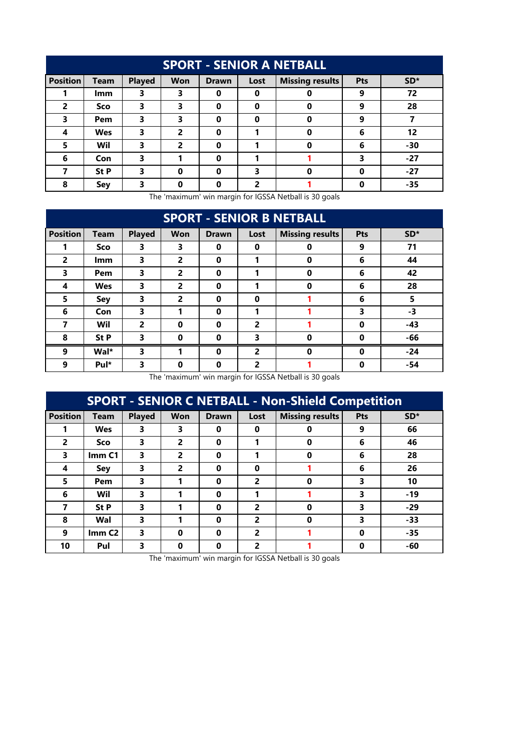## SPORT - SENIOR A NETBALL

| Position | Team | Played | Won | Drawn | Lost | Missing results | Pts | SD* |
|---|---|---|---|---|---|---|---|---|
| 1 | Imm | 3 | 3 | 0 | 0 | 0 | 9 | 72 |
| 2 | Sco | 3 | 3 | 0 | 0 | 0 | 9 | 28 |
| 3 | Pem | 3 | 3 | 0 | 0 | 0 | 9 | 7 |
| 4 | Wes | 3 | 2 | 0 | 1 | 0 | 6 | 12 |
| 5 | Wil | 3 | 2 | 0 | 1 | 0 | 6 | -30 |
| 6 | Con | 3 | 1 | 0 | 1 | 1 | 3 | -27 |
| 7 | St P | 3 | 0 | 0 | 3 | 0 | 0 | -27 |
| 8 | Sey | 3 | 0 | 0 | 2 | 1 | 0 | -35 |

The 'maximum' win margin for IGSSA Netball is 30 goals

## SPORT - SENIOR B NETBALL

| Position | Team | Played | Won | Drawn | Lost | Missing results | Pts | SD* |
|---|---|---|---|---|---|---|---|---|
| 1 | Sco | 3 | 3 | 0 | 0 | 0 | 9 | 71 |
| 2 | Imm | 3 | 2 | 0 | 1 | 0 | 6 | 44 |
| 3 | Pem | 3 | 2 | 0 | 1 | 0 | 6 | 42 |
| 4 | Wes | 3 | 2 | 0 | 1 | 0 | 6 | 28 |
| 5 | Sey | 3 | 2 | 0 | 0 | 1 | 6 | 5 |
| 6 | Con | 3 | 1 | 0 | 1 | 1 | 3 | -3 |
| 7 | Wil | 2 | 0 | 0 | 2 | 1 | 0 | -43 |
| 8 | St P | 3 | 0 | 0 | 3 | 0 | 0 | -66 |
| 9 | Wal* | 3 | 1 | 0 | 2 | 0 | 0 | -24 |
| 9 | Pul* | 3 | 0 | 0 | 2 | 1 | 0 | -54 |

The 'maximum' win margin for IGSSA Netball is 30 goals

## SPORT - SENIOR C NETBALL - Non-Shield Competition

| Position | Team | Played | Won | Drawn | Lost | Missing results | Pts | SD* |
|---|---|---|---|---|---|---|---|---|
| 1 | Wes | 3 | 3 | 0 | 0 | 0 | 9 | 66 |
| 2 | Sco | 3 | 2 | 0 | 1 | 0 | 6 | 46 |
| 3 | Imm C1 | 3 | 2 | 0 | 1 | 0 | 6 | 28 |
| 4 | Sey | 3 | 2 | 0 | 0 | 1 | 6 | 26 |
| 5 | Pem | 3 | 1 | 0 | 2 | 0 | 3 | 10 |
| 6 | Wil | 3 | 1 | 0 | 1 | 1 | 3 | -19 |
| 7 | St P | 3 | 1 | 0 | 2 | 0 | 3 | -29 |
| 8 | Wal | 3 | 1 | 0 | 2 | 0 | 3 | -33 |
| 9 | Imm C2 | 3 | 0 | 0 | 2 | 1 | 0 | -35 |
| 10 | Pul | 3 | 0 | 0 | 2 | 1 | 0 | -60 |

The 'maximum' win margin for IGSSA Netball is 30 goals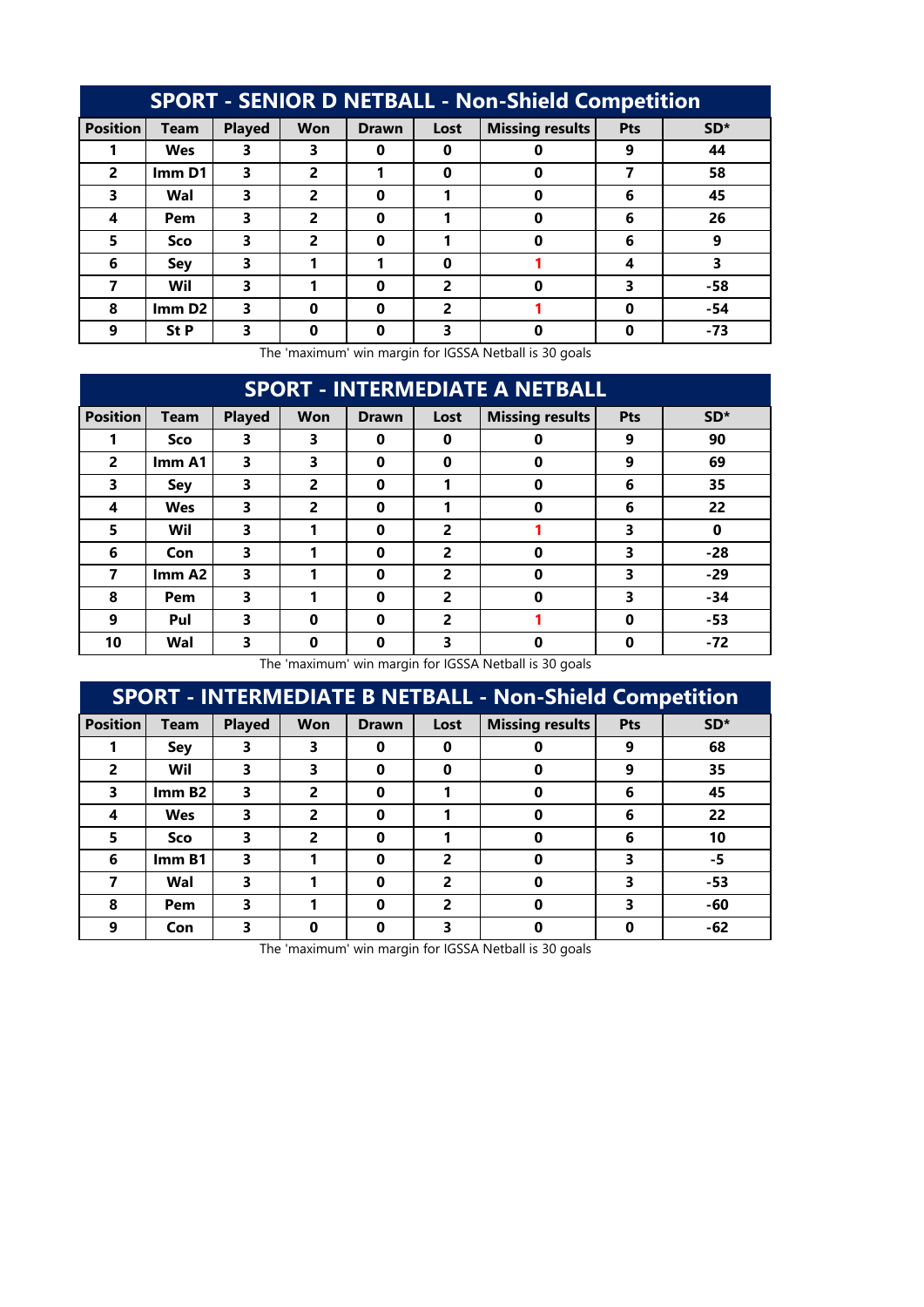## SPORT - SENIOR D NETBALL - Non-Shield Competition

| Position | Team | Played | Won | Drawn | Lost | Missing results | Pts | SD* |
|---|---|---|---|---|---|---|---|---|
| 1 | Wes | 3 | 3 | 0 | 0 | 0 | 9 | 44 |
| 2 | Imm D1 | 3 | 2 | 1 | 0 | 0 | 7 | 58 |
| 3 | Wal | 3 | 2 | 0 | 1 | 0 | 6 | 45 |
| 4 | Pem | 3 | 2 | 0 | 1 | 0 | 6 | 26 |
| 5 | Sco | 3 | 2 | 0 | 1 | 0 | 6 | 9 |
| 6 | Sey | 3 | 1 | 1 | 0 | 1 | 4 | 3 |
| 7 | Wil | 3 | 1 | 0 | 2 | 0 | 3 | -58 |
| 8 | Imm D2 | 3 | 0 | 0 | 2 | 1 | 0 | -54 |
| 9 | St P | 3 | 0 | 0 | 3 | 0 | 0 | -73 |

The 'maximum' win margin for IGSSA Netball is 30 goals

## SPORT - INTERMEDIATE A NETBALL

| Position | Team | Played | Won | Drawn | Lost | Missing results | Pts | SD* |
|---|---|---|---|---|---|---|---|---|
| 1 | Sco | 3 | 3 | 0 | 0 | 0 | 9 | 90 |
| 2 | Imm A1 | 3 | 3 | 0 | 0 | 0 | 9 | 69 |
| 3 | Sey | 3 | 2 | 0 | 1 | 0 | 6 | 35 |
| 4 | Wes | 3 | 2 | 0 | 1 | 0 | 6 | 22 |
| 5 | Wil | 3 | 1 | 0 | 2 | 1 | 3 | 0 |
| 6 | Con | 3 | 1 | 0 | 2 | 0 | 3 | -28 |
| 7 | Imm A2 | 3 | 1 | 0 | 2 | 0 | 3 | -29 |
| 8 | Pem | 3 | 1 | 0 | 2 | 0 | 3 | -34 |
| 9 | Pul | 3 | 0 | 0 | 2 | 1 | 0 | -53 |
| 10 | Wal | 3 | 0 | 0 | 3 | 0 | 0 | -72 |

The 'maximum' win margin for IGSSA Netball is 30 goals

## SPORT - INTERMEDIATE B NETBALL - Non-Shield Competition

| Position | Team | Played | Won | Drawn | Lost | Missing results | Pts | SD* |
|---|---|---|---|---|---|---|---|---|
| 1 | Sey | 3 | 3 | 0 | 0 | 0 | 9 | 68 |
| 2 | Wil | 3 | 3 | 0 | 0 | 0 | 9 | 35 |
| 3 | Imm B2 | 3 | 2 | 0 | 1 | 0 | 6 | 45 |
| 4 | Wes | 3 | 2 | 0 | 1 | 0 | 6 | 22 |
| 5 | Sco | 3 | 2 | 0 | 1 | 0 | 6 | 10 |
| 6 | Imm B1 | 3 | 1 | 0 | 2 | 0 | 3 | -5 |
| 7 | Wal | 3 | 1 | 0 | 2 | 0 | 3 | -53 |
| 8 | Pem | 3 | 1 | 0 | 2 | 0 | 3 | -60 |
| 9 | Con | 3 | 0 | 0 | 3 | 0 | 0 | -62 |

The 'maximum' win margin for IGSSA Netball is 30 goals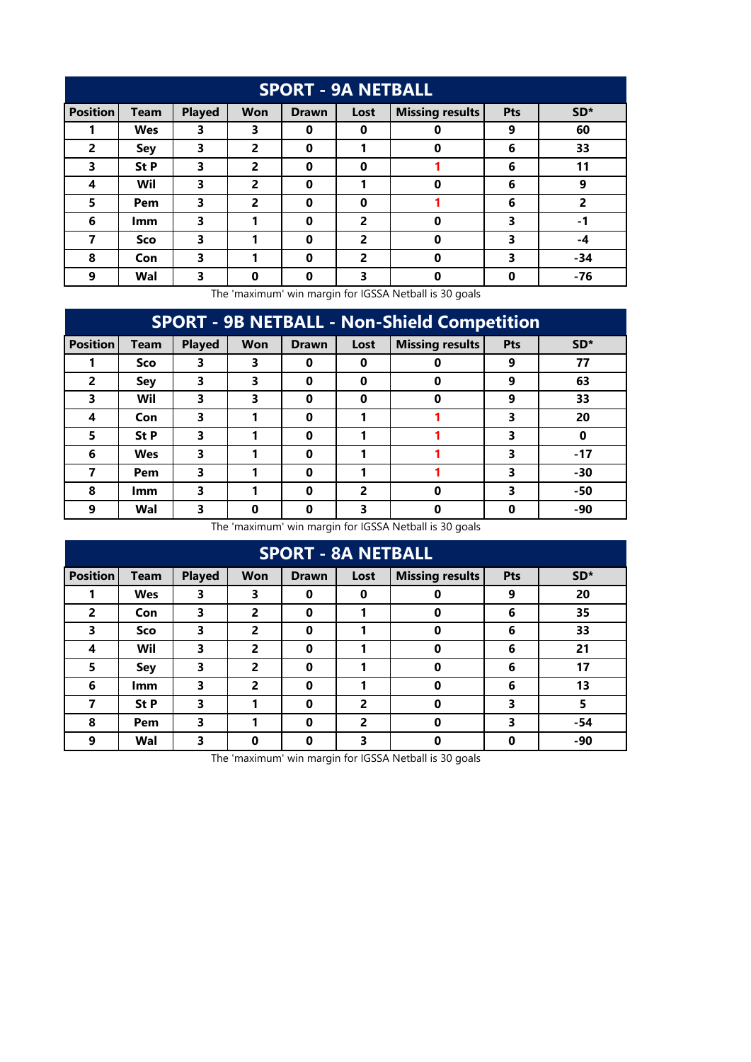## SPORT - 9A NETBALL

| Position | Team | Played | Won | Drawn | Lost | Missing results | Pts | SD* |
|---|---|---|---|---|---|---|---|---|
| 1 | Wes | 3 | 3 | 0 | 0 | 0 | 9 | 60 |
| 2 | Sey | 3 | 2 | 0 | 1 | 0 | 6 | 33 |
| 3 | St P | 3 | 2 | 0 | 0 | 1 | 6 | 11 |
| 4 | Wil | 3 | 2 | 0 | 1 | 0 | 6 | 9 |
| 5 | Pem | 3 | 2 | 0 | 0 | 1 | 6 | 2 |
| 6 | Imm | 3 | 1 | 0 | 2 | 0 | 3 | -1 |
| 7 | Sco | 3 | 1 | 0 | 2 | 0 | 3 | -4 |
| 8 | Con | 3 | 1 | 0 | 2 | 0 | 3 | -34 |
| 9 | Wal | 3 | 0 | 0 | 3 | 0 | 0 | -76 |

The 'maximum' win margin for IGSSA Netball is 30 goals

## SPORT - 9B NETBALL - Non-Shield Competition

| Position | Team | Played | Won | Drawn | Lost | Missing results | Pts | SD* |
|---|---|---|---|---|---|---|---|---|
| 1 | Sco | 3 | 3 | 0 | 0 | 0 | 9 | 77 |
| 2 | Sey | 3 | 3 | 0 | 0 | 0 | 9 | 63 |
| 3 | Wil | 3 | 3 | 0 | 0 | 0 | 9 | 33 |
| 4 | Con | 3 | 1 | 0 | 1 | 1 | 3 | 20 |
| 5 | St P | 3 | 1 | 0 | 1 | 1 | 3 | 0 |
| 6 | Wes | 3 | 1 | 0 | 1 | 1 | 3 | -17 |
| 7 | Pem | 3 | 1 | 0 | 1 | 1 | 3 | -30 |
| 8 | Imm | 3 | 1 | 0 | 2 | 0 | 3 | -50 |
| 9 | Wal | 3 | 0 | 0 | 3 | 0 | 0 | -90 |

The 'maximum' win margin for IGSSA Netball is 30 goals

## SPORT - 8A NETBALL

| Position | Team | Played | Won | Drawn | Lost | Missing results | Pts | SD* |
|---|---|---|---|---|---|---|---|---|
| 1 | Wes | 3 | 3 | 0 | 0 | 0 | 9 | 20 |
| 2 | Con | 3 | 2 | 0 | 1 | 0 | 6 | 35 |
| 3 | Sco | 3 | 2 | 0 | 1 | 0 | 6 | 33 |
| 4 | Wil | 3 | 2 | 0 | 1 | 0 | 6 | 21 |
| 5 | Sey | 3 | 2 | 0 | 1 | 0 | 6 | 17 |
| 6 | Imm | 3 | 2 | 0 | 1 | 0 | 6 | 13 |
| 7 | St P | 3 | 1 | 0 | 2 | 0 | 3 | 5 |
| 8 | Pem | 3 | 1 | 0 | 2 | 0 | 3 | -54 |
| 9 | Wal | 3 | 0 | 0 | 3 | 0 | 0 | -90 |

The 'maximum' win margin for IGSSA Netball is 30 goals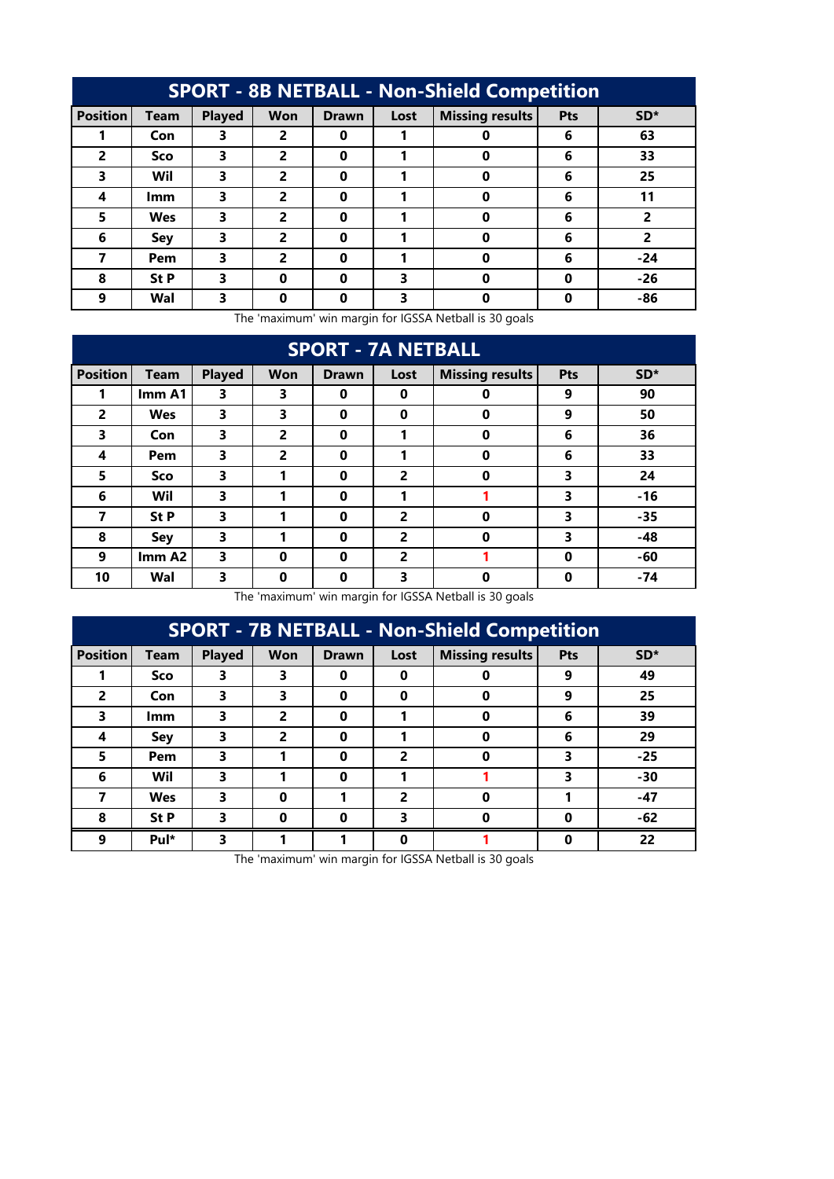## SPORT - 8B NETBALL - Non-Shield Competition

| Position | Team | Played | Won | Drawn | Lost | Missing results | Pts | SD* |
|---|---|---|---|---|---|---|---|---|
| 1 | Con | 3 | 2 | 0 | 1 | 0 | 6 | 63 |
| 2 | Sco | 3 | 2 | 0 | 1 | 0 | 6 | 33 |
| 3 | Wil | 3 | 2 | 0 | 1 | 0 | 6 | 25 |
| 4 | Imm | 3 | 2 | 0 | 1 | 0 | 6 | 11 |
| 5 | Wes | 3 | 2 | 0 | 1 | 0 | 6 | 2 |
| 6 | Sey | 3 | 2 | 0 | 1 | 0 | 6 | 2 |
| 7 | Pem | 3 | 2 | 0 | 1 | 0 | 6 | -24 |
| 8 | St P | 3 | 0 | 0 | 3 | 0 | 0 | -26 |
| 9 | Wal | 3 | 0 | 0 | 3 | 0 | 0 | -86 |

The 'maximum' win margin for IGSSA Netball is 30 goals

## SPORT - 7A NETBALL

| Position | Team | Played | Won | Drawn | Lost | Missing results | Pts | SD* |
|---|---|---|---|---|---|---|---|---|
| 1 | Imm A1 | 3 | 3 | 0 | 0 | 0 | 9 | 90 |
| 2 | Wes | 3 | 3 | 0 | 0 | 0 | 9 | 50 |
| 3 | Con | 3 | 2 | 0 | 1 | 0 | 6 | 36 |
| 4 | Pem | 3 | 2 | 0 | 1 | 0 | 6 | 33 |
| 5 | Sco | 3 | 1 | 0 | 2 | 0 | 3 | 24 |
| 6 | Wil | 3 | 1 | 0 | 1 | 1 | 3 | -16 |
| 7 | St P | 3 | 1 | 0 | 2 | 0 | 3 | -35 |
| 8 | Sey | 3 | 1 | 0 | 2 | 0 | 3 | -48 |
| 9 | Imm A2 | 3 | 0 | 0 | 2 | 1 | 0 | -60 |
| 10 | Wal | 3 | 0 | 0 | 3 | 0 | 0 | -74 |

The 'maximum' win margin for IGSSA Netball is 30 goals

## SPORT - 7B NETBALL - Non-Shield Competition

| Position | Team | Played | Won | Drawn | Lost | Missing results | Pts | SD* |
|---|---|---|---|---|---|---|---|---|
| 1 | Sco | 3 | 3 | 0 | 0 | 0 | 9 | 49 |
| 2 | Con | 3 | 3 | 0 | 0 | 0 | 9 | 25 |
| 3 | Imm | 3 | 2 | 0 | 1 | 0 | 6 | 39 |
| 4 | Sey | 3 | 2 | 0 | 1 | 0 | 6 | 29 |
| 5 | Pem | 3 | 1 | 0 | 2 | 0 | 3 | -25 |
| 6 | Wil | 3 | 1 | 0 | 1 | 1 | 3 | -30 |
| 7 | Wes | 3 | 0 | 1 | 2 | 0 | 1 | -47 |
| 8 | St P | 3 | 0 | 0 | 3 | 0 | 0 | -62 |
| 9 | Pul* | 3 | 1 | 1 | 0 | 1 | 0 | 22 |

The 'maximum' win margin for IGSSA Netball is 30 goals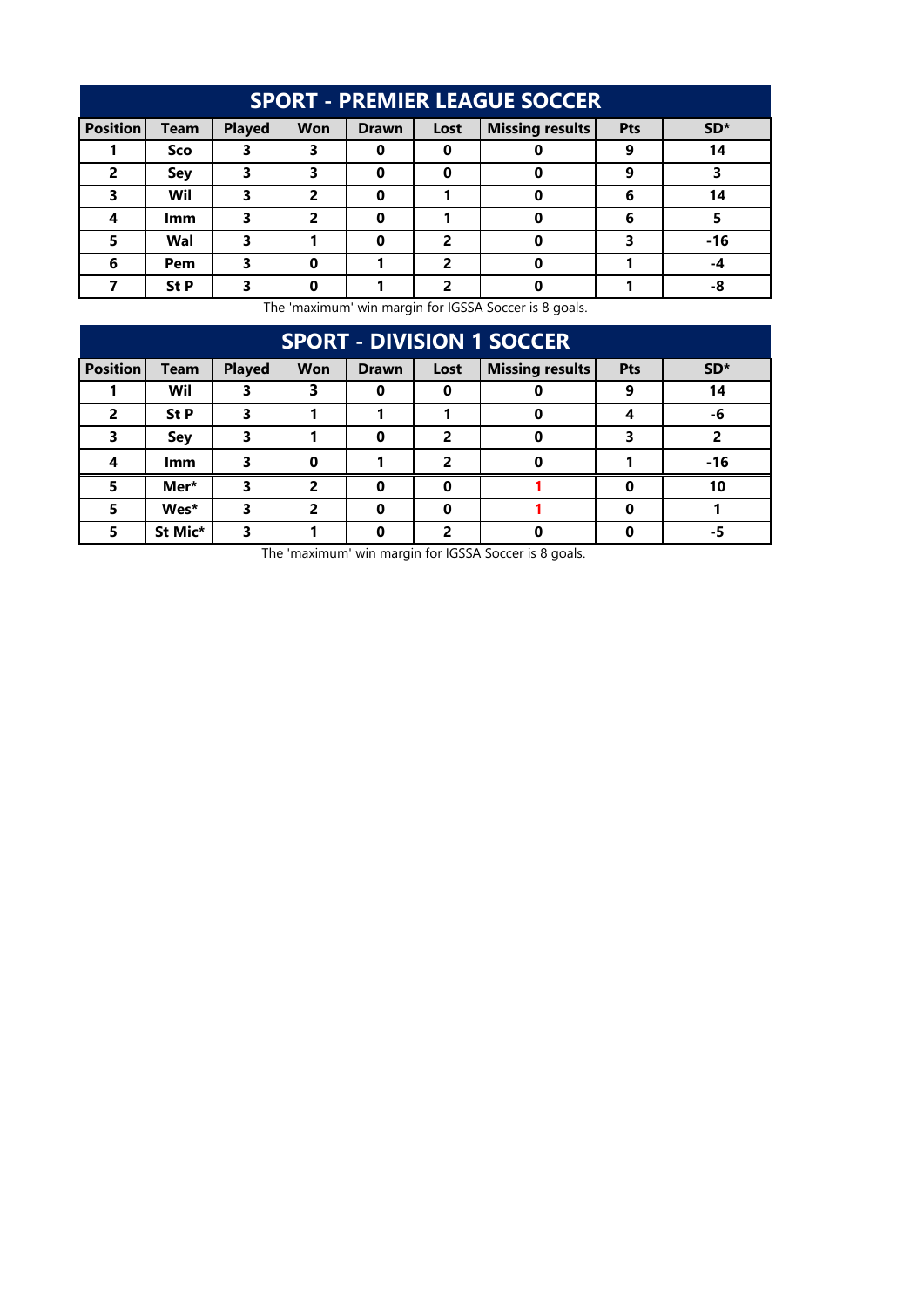## SPORT - PREMIER LEAGUE SOCCER

| Position | Team | Played | Won | Drawn | Lost | Missing results | Pts | SD* |
|---|---|---|---|---|---|---|---|---|
| 1 | Sco | 3 | 3 | 0 | 0 | 0 | 9 | 14 |
| 2 | Sey | 3 | 3 | 0 | 0 | 0 | 9 | 3 |
| 3 | Wil | 3 | 2 | 0 | 1 | 0 | 6 | 14 |
| 4 | Imm | 3 | 2 | 0 | 1 | 0 | 6 | 5 |
| 5 | Wal | 3 | 1 | 0 | 2 | 0 | 3 | -16 |
| 6 | Pem | 3 | 0 | 1 | 2 | 0 | 1 | -4 |
| 7 | St P | 3 | 0 | 1 | 2 | 0 | 1 | -8 |

The 'maximum' win margin for IGSSA Soccer is 8 goals.

## SPORT - DIVISION 1 SOCCER

| Position | Team | Played | Won | Drawn | Lost | Missing results | Pts | SD* |
|---|---|---|---|---|---|---|---|---|
| 1 | Wil | 3 | 3 | 0 | 0 | 0 | 9 | 14 |
| 2 | St P | 3 | 1 | 1 | 1 | 0 | 4 | -6 |
| 3 | Sey | 3 | 1 | 0 | 2 | 0 | 3 | 2 |
| 4 | Imm | 3 | 0 | 1 | 2 | 0 | 1 | -16 |
| 5 | Mer* | 3 | 2 | 0 | 0 | 1 | 0 | 10 |
| 5 | Wes* | 3 | 2 | 0 | 0 | 1 | 0 | 1 |
| 5 | St Mic* | 3 | 1 | 0 | 2 | 0 | 0 | -5 |

The 'maximum' win margin for IGSSA Soccer is 8 goals.